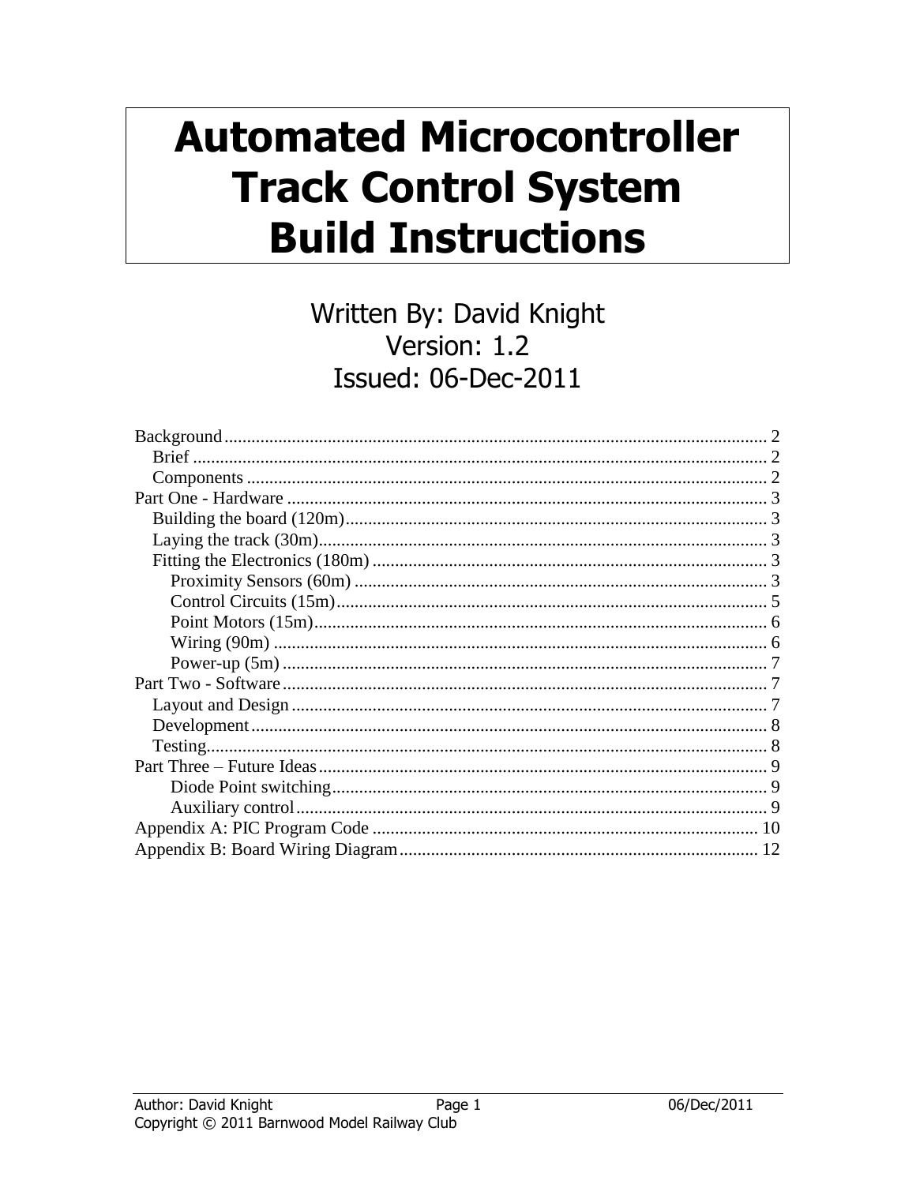# Automated Microcontroller Track Control System Build Instructions

Written By: David Knight
Version: 1.2
Issued: 06-Dec-2011

Background ........ 2
- Brief ........ 2
- Components ........ 2

Part One - Hardware ........ 3
- Building the board (120m) ........ 3
- Laying the track (30m) ........ 3
- Fitting the Electronics (180m) ........ 3
  - Proximity Sensors (60m) ........ 3
  - Control Circuits (15m) ........ 5
  - Point Motors (15m) ........ 6
  - Wiring (90m) ........ 6
  - Power-up (5m) ........ 7

Part Two - Software ........ 7
- Layout and Design ........ 7
- Development ........ 8
- Testing ........ 8

Part Three – Future Ideas ........ 9
  - Diode Point switching ........ 9
  - Auxiliary control ........ 9

Appendix A: PIC Program Code ........ 10

Appendix B: Board Wiring Diagram ........ 12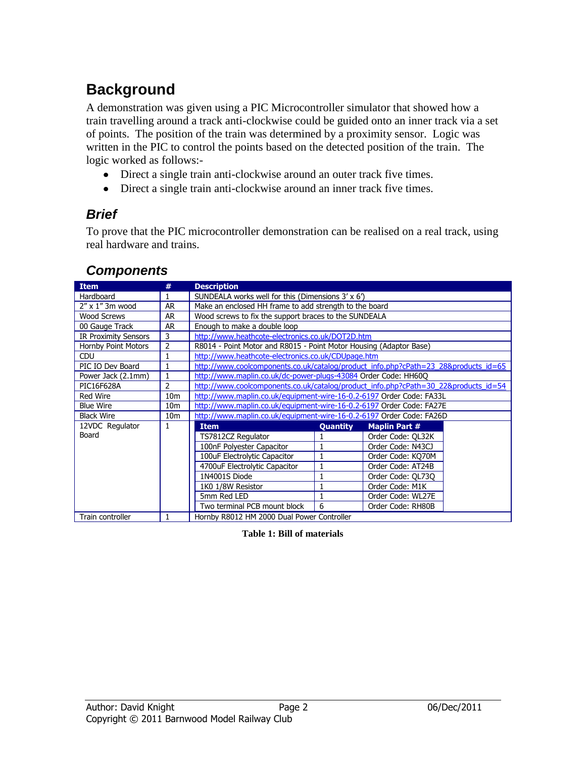## Background

A demonstration was given using a PIC Microcontroller simulator that showed how a train travelling around a track anti-clockwise could be guided onto an inner track via a set of points. The position of the train was determined by a proximity sensor. Logic was written in the PIC to control the points based on the detected position of the train. The logic worked as follows:-

- Direct a single train anti-clockwise around an outer track five times.
- Direct a single train anti-clockwise around an inner track five times.

### *Brief*

To prove that the PIC microcontroller demonstration can be realised on a real track, using real hardware and trains.

### *Components*

| Item | # | Description | | |
|---|---|---|---|---|
| Hardboard | 1 | SUNDEALA works well for this (Dimensions 3' x 6') | | |
| 2" x 1" 3m wood | AR | Make an enclosed HH frame to add strength to the board | | |
| Wood Screws | AR | Wood screws to fix the support braces to the SUNDEALA | | |
| 00 Gauge Track | AR | Enough to make a double loop | | |
| IR Proximity Sensors | 3 | http://www.heathcote-electronics.co.uk/DOT2D.htm | | |
| Hornby Point Motors | 2 | R8014 - Point Motor and R8015 - Point Motor Housing (Adaptor Base) | | |
| CDU | 1 | http://www.heathcote-electronics.co.uk/CDUpage.htm | | |
| PIC IO Dev Board | 1 | http://www.coolcomponents.co.uk/catalog/product_info.php?cPath=23_28&products_id=65 | | |
| Power Jack (2.1mm) | 1 | http://www.maplin.co.uk/dc-power-plugs-43084 Order Code: HH60Q | | |
| PIC16F628A | 2 | http://www.coolcomponents.co.uk/catalog/product_info.php?cPath=30_22&products_id=54 | | |
| Red Wire | 10m | http://www.maplin.co.uk/equipment-wire-16-0.2-6197 Order Code: FA33L | | |
| Blue Wire | 10m | http://www.maplin.co.uk/equipment-wire-16-0.2-6197 Order Code: FA27E | | |
| Black Wire | 10m | http://www.maplin.co.uk/equipment-wire-16-0.2-6197 Order Code: FA26D | | |
| 12VDC Regulator Board | 1 | **Item** | **Quantity** | **Maplin Part #** |
| | | TS7812CZ Regulator | 1 | Order Code: QL32K |
| | | 100nF Polyester Capacitor | 1 | Order Code: N43CJ |
| | | 100uF Electrolytic Capacitor | 1 | Order Code: KQ70M |
| | | 4700uF Electrolytic Capacitor | 1 | Order Code: AT24B |
| | | 1N4001S Diode | 1 | Order Code: QL73Q |
| | | 1K0 1/8W Resistor | 1 | Order Code: M1K |
| | | 5mm Red LED | 1 | Order Code: WL27E |
| | | Two terminal PCB mount block | 6 | Order Code: RH80B |
| Train controller | 1 | Hornby R8012 HM 2000 Dual Power Controller | | |

**Table 1: Bill of materials**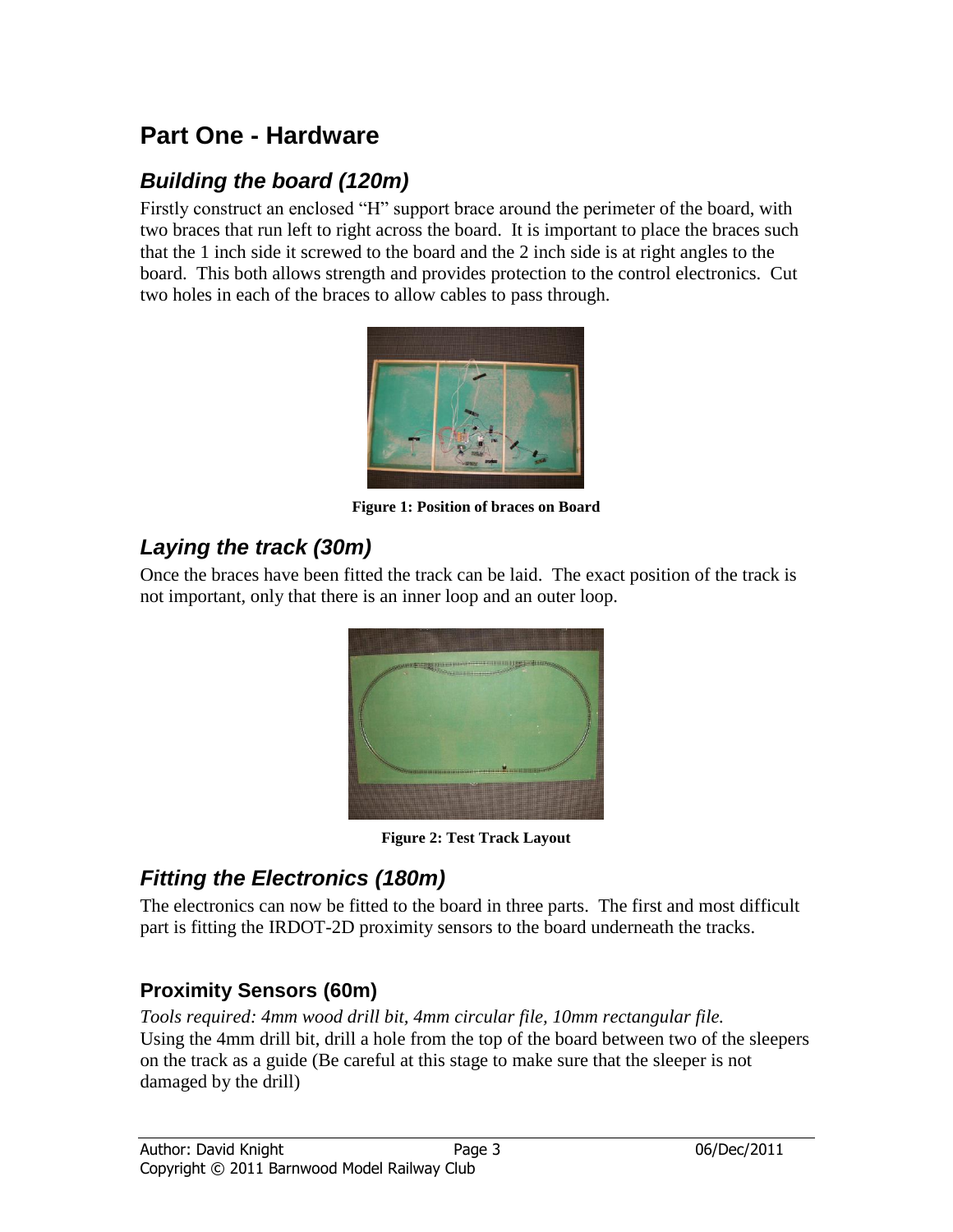# Part One - Hardware

## *Building the board (120m)*

Firstly construct an enclosed "H" support brace around the perimeter of the board, with two braces that run left to right across the board. It is important to place the braces such that the 1 inch side it screwed to the board and the 2 inch side is at right angles to the board. This both allows strength and provides protection to the control electronics. Cut two holes in each of the braces to allow cables to pass through.

**Figure 1: Position of braces on Board**

## *Laying the track (30m)*

Once the braces have been fitted the track can be laid. The exact position of the track is not important, only that there is an inner loop and an outer loop.

**Figure 2: Test Track Layout**

## *Fitting the Electronics (180m)*

The electronics can now be fitted to the board in three parts. The first and most difficult part is fitting the IRDOT-2D proximity sensors to the board underneath the tracks.

### Proximity Sensors (60m)

*Tools required: 4mm wood drill bit, 4mm circular file, 10mm rectangular file.*
Using the 4mm drill bit, drill a hole from the top of the board between two of the sleepers on the track as a guide (Be careful at this stage to make sure that the sleeper is not damaged by the drill)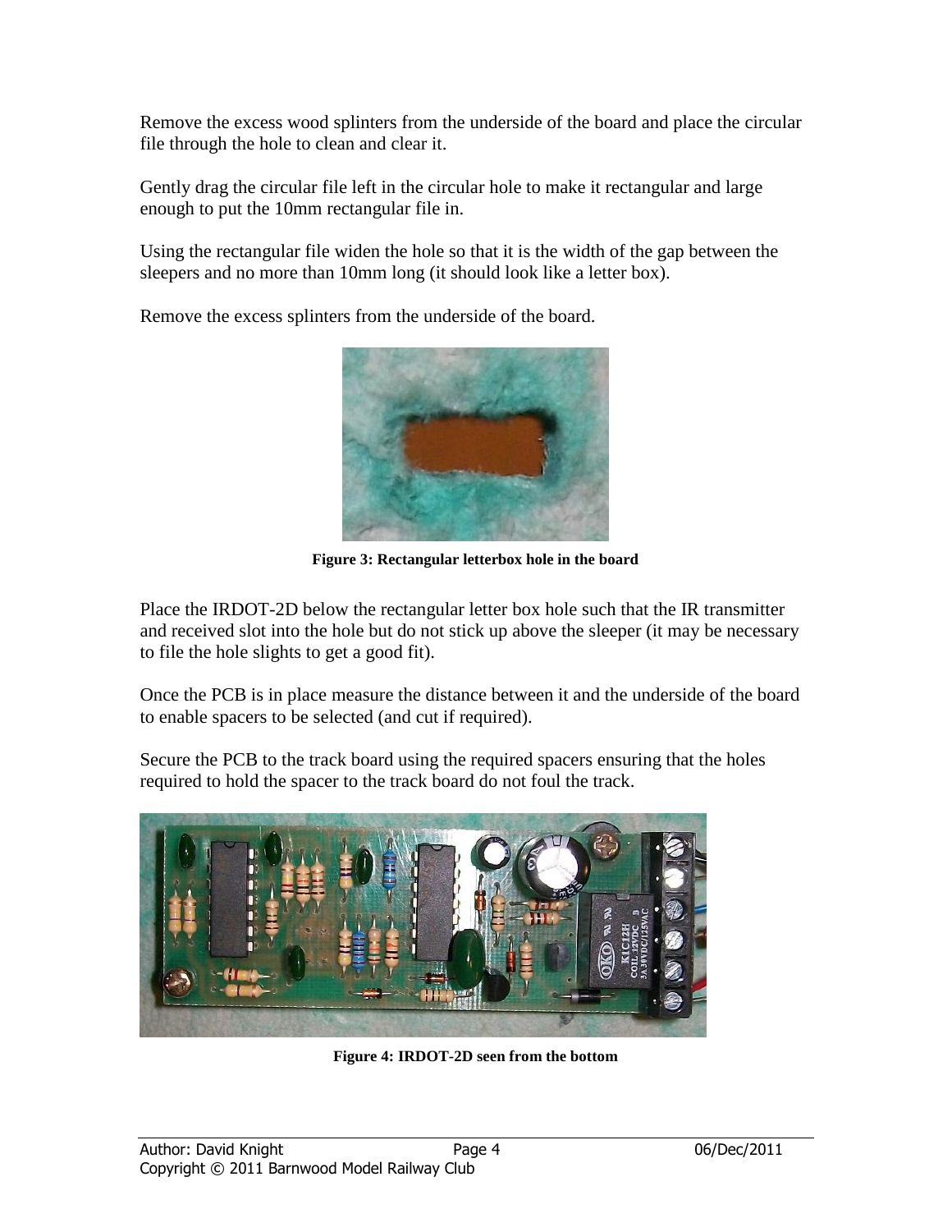Remove the excess wood splinters from the underside of the board and place the circular file through the hole to clean and clear it.

Gently drag the circular file left in the circular hole to make it rectangular and large enough to put the 10mm rectangular file in.

Using the rectangular file widen the hole so that it is the width of the gap between the sleepers and no more than 10mm long (it should look like a letter box).

Remove the excess splinters from the underside of the board.

**Figure 3: Rectangular letterbox hole in the board**

Place the IRDOT-2D below the rectangular letter box hole such that the IR transmitter and received slot into the hole but do not stick up above the sleeper (it may be necessary to file the hole slights to get a good fit).

Once the PCB is in place measure the distance between it and the underside of the board to enable spacers to be selected (and cut if required).

Secure the PCB to the track board using the required spacers ensuring that the holes required to hold the spacer to the track board do not foul the track.

**Figure 4: IRDOT-2D seen from the bottom**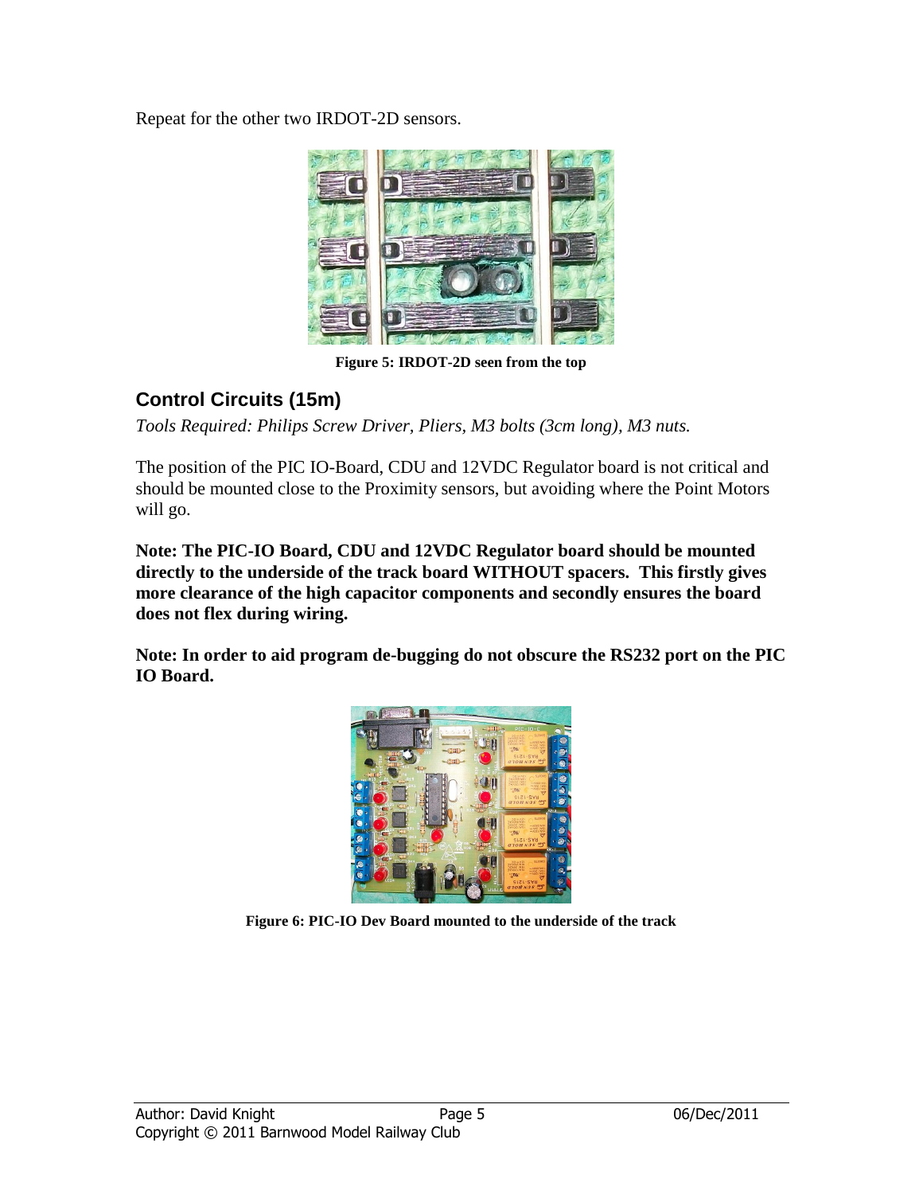Repeat for the other two IRDOT-2D sensors.

**Figure 5: IRDOT-2D seen from the top**

## Control Circuits (15m)

*Tools Required: Philips Screw Driver, Pliers, M3 bolts (3cm long), M3 nuts.*

The position of the PIC IO-Board, CDU and 12VDC Regulator board is not critical and should be mounted close to the Proximity sensors, but avoiding where the Point Motors will go.

**Note: The PIC-IO Board, CDU and 12VDC Regulator board should be mounted directly to the underside of the track board WITHOUT spacers. This firstly gives more clearance of the high capacitor components and secondly ensures the board does not flex during wiring.**

**Note: In order to aid program de-bugging do not obscure the RS232 port on the PIC IO Board.**

**Figure 6: PIC-IO Dev Board mounted to the underside of the track**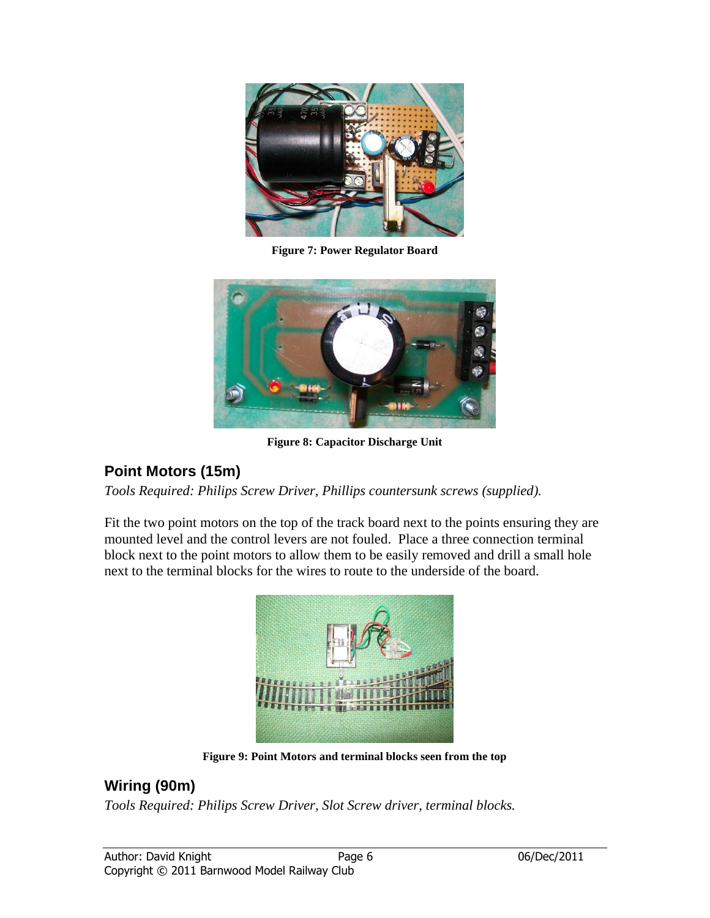Figure 7: Power Regulator Board

Figure 8: Capacitor Discharge Unit

## Point Motors (15m)

*Tools Required: Philips Screw Driver, Phillips countersunk screws (supplied).*

Fit the two point motors on the top of the track board next to the points ensuring they are mounted level and the control levers are not fouled.  Place a three connection terminal block next to the point motors to allow them to be easily removed and drill a small hole next to the terminal blocks for the wires to route to the underside of the board.

Figure 9: Point Motors and terminal blocks seen from the top

## Wiring (90m)

*Tools Required: Philips Screw Driver, Slot Screw driver, terminal blocks.*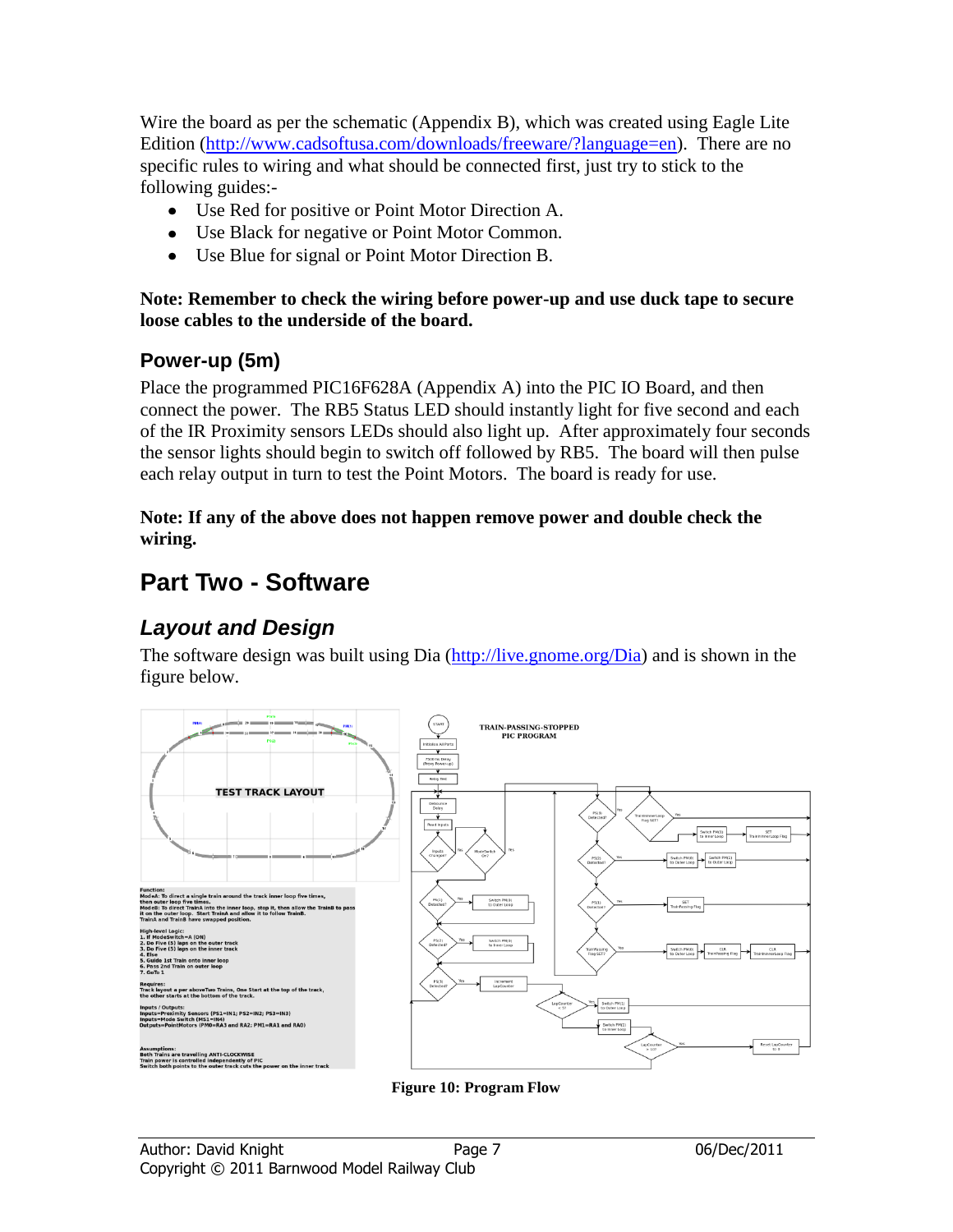Wire the board as per the schematic (Appendix B), which was created using Eagle Lite Edition (http://www.cadsoftusa.com/downloads/freeware/?language=en). There are no specific rules to wiring and what should be connected first, just try to stick to the following guides:-

- Use Red for positive or Point Motor Direction A.
- Use Black for negative or Point Motor Common.
- Use Blue for signal or Point Motor Direction B.

**Note: Remember to check the wiring before power-up and use duck tape to secure loose cables to the underside of the board.**

### Power-up (5m)

Place the programmed PIC16F628A (Appendix A) into the PIC IO Board, and then connect the power. The RB5 Status LED should instantly light for five second and each of the IR Proximity sensors LEDs should also light up. After approximately four seconds the sensor lights should begin to switch off followed by RB5. The board will then pulse each relay output in turn to test the Point Motors. The board is ready for use.

**Note: If any of the above does not happen remove power and double check the wiring.**

## Part Two - Software

### *Layout and Design*

The software design was built using Dia (http://live.gnome.org/Dia) and is shown in the figure below.

**Figure 10: Program Flow**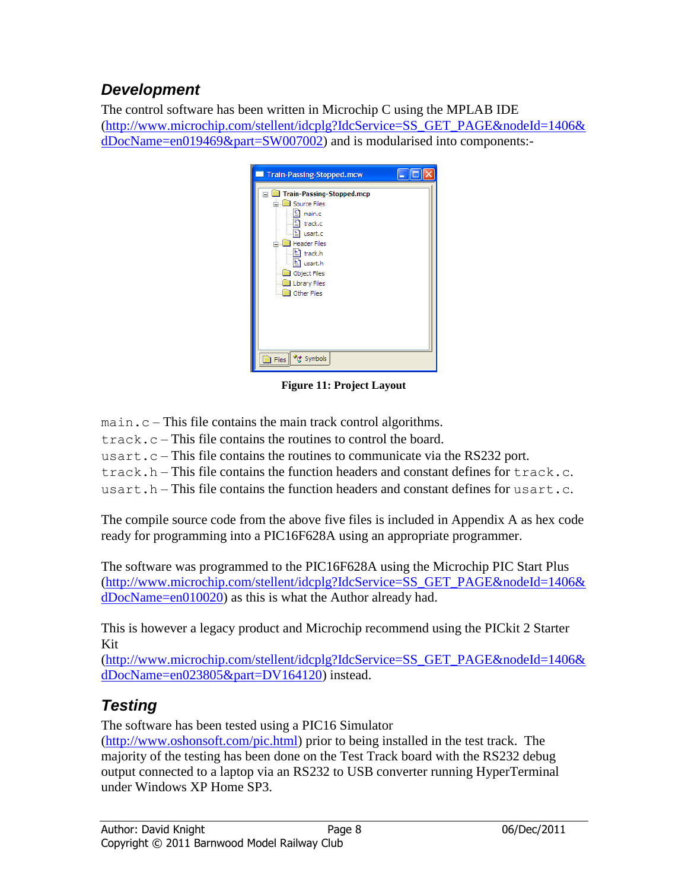## Development

The control software has been written in Microchip C using the MPLAB IDE (http://www.microchip.com/stellent/idcplg?IdcService=SS_GET_PAGE&nodeId=1406&dDocName=en019469&part=SW007002) and is modularised into components:-

**Figure 11: Project Layout**

`main.c` – This file contains the main track control algorithms.
`track.c` – This file contains the routines to control the board.
`usart.c` – This file contains the routines to communicate via the RS232 port.
`track.h` – This file contains the function headers and constant defines for `track.c`.
`usart.h` – This file contains the function headers and constant defines for `usart.c`.

The compile source code from the above five files is included in Appendix A as hex code ready for programming into a PIC16F628A using an appropriate programmer.

The software was programmed to the PIC16F628A using the Microchip PIC Start Plus (http://www.microchip.com/stellent/idcplg?IdcService=SS_GET_PAGE&nodeId=1406&dDocName=en010020) as this is what the Author already had.

This is however a legacy product and Microchip recommend using the PICkit 2 Starter Kit (http://www.microchip.com/stellent/idcplg?IdcService=SS_GET_PAGE&nodeId=1406&dDocName=en023805&part=DV164120) instead.

## Testing

The software has been tested using a PIC16 Simulator (http://www.oshonsoft.com/pic.html) prior to being installed in the test track. The majority of the testing has been done on the Test Track board with the RS232 debug output connected to a laptop via an RS232 to USB converter running HyperTerminal under Windows XP Home SP3.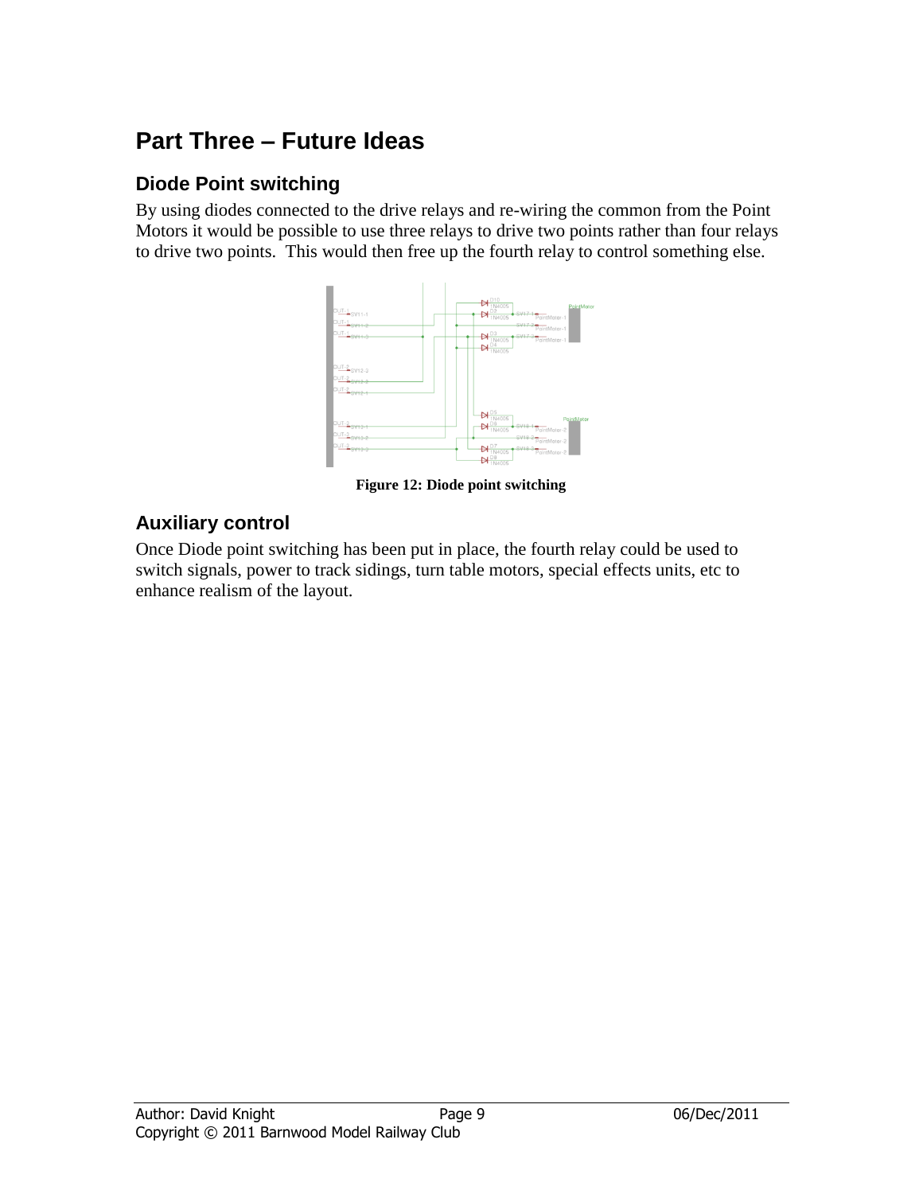# Part Three – Future Ideas

## Diode Point switching

By using diodes connected to the drive relays and re-wiring the common from the Point Motors it would be possible to use three relays to drive two points rather than four relays to drive two points. This would then free up the fourth relay to control something else.

**Figure 12: Diode point switching**

## Auxiliary control

Once Diode point switching has been put in place, the fourth relay could be used to switch signals, power to track sidings, turn table motors, special effects units, etc to enhance realism of the layout.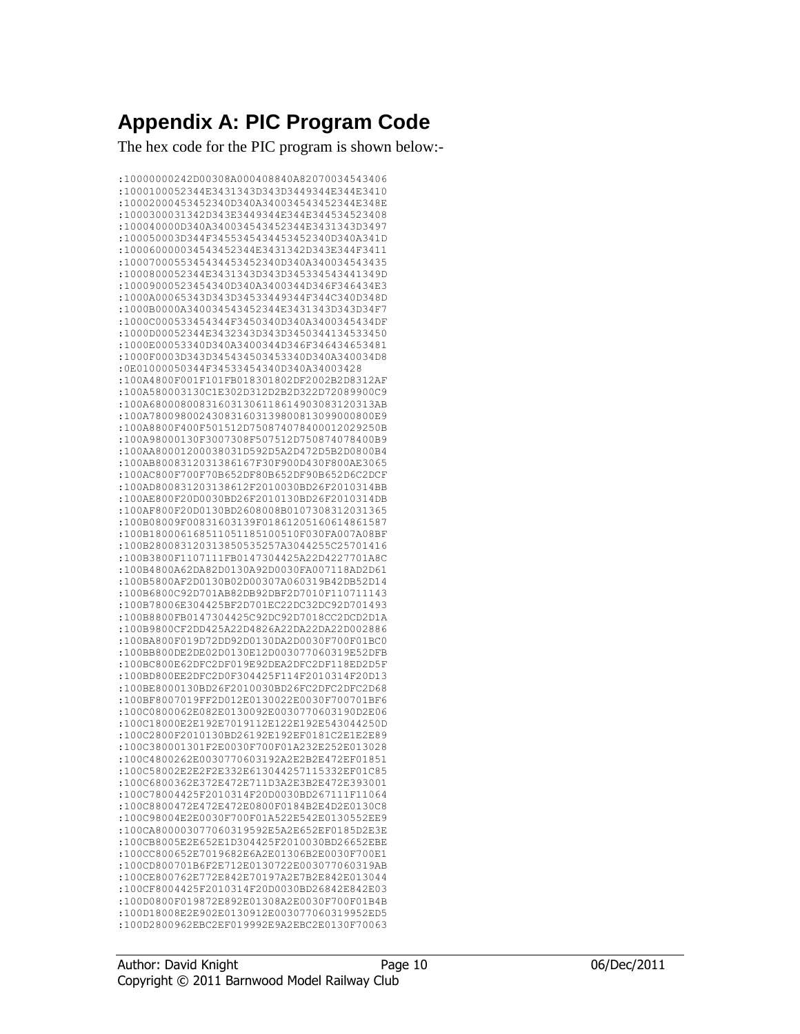# Appendix A: PIC Program Code

The hex code for the PIC program is shown below:-

```
:10000000242D00308A000408840A82070034543406
:1000100052344E3431343D343D3449344E344E3410
:10002000453452340D340A340034543452344E348E
:1000300031342D343E3449344E344E344534523408
:100040000D340A340034543452344E3431343D3497
:100050003D344F345534543445345234 0D340A341D
:1000600000345434 52344E3431342D343E344F3411
:10007000553454344534523 40D340A340034543435
:1000800052344E3431343D343D3453345434441349D
:10009000523454340D340A3400344D346F346434E3
:1000A00065343D343D34533449344F344C340D348D
:1000B0000A340034543452344E3431343D343D34F7
:1000C000533454344F3450340D340A3400345434DF
:1000D00052344E3432343D343D3450344134533450
:1000E00053340D340A3400344D346F346434653481
:1000F0003D343D345434503453340D340A340034D8
:0E010000 50344F34533454340D340A34003428
:100A4800F001F101FB018301802DF2002B2D8312AF
:100A580003130C1E302D312D2B2D322D72089900C9
:100A680008008316031306118614903083120313AB
:100A780009800243083160313980081309900080 0E9
:100A8800F400F501512D750874078400012029250B
:100A98000130F3007308F507512D750874078400B9
:100AA8000120003803 1D592D5A2D472D5B2D0800B4
:100AB800831203138 6167F30F900D430F800AE3065
:100AC800F700F70B652DF80B652DF90B652D6C2DCF
:100AD800831203138612F2010030BD26F2010314BB
:100AE800F20D0030BD26F2010130BD26F2010314DB
:100AF800F20D0130BD2608008B0107308312031365
:100B08009F00831603139F018612051606614861587
:100B1800061685110511851005 10F030FA007A08BF
:100B2800831203138505 35257A3044255C25701416
:100B3800F1107111FB0147304425A22D4227701A8C
:100B4800A62DA82D0130A92D0030FA007118AD2D61
:100B5800AF2D0130B02D00307A060319B42DB52D14
:100B6800C92D701AB82DB92DBF2D7010F110711143
:100B78006E304425BF2D701EC22DC32DC92D701493
:100B8800FB0147304425C92DC92D7018CC2DCD2D1A
:100B9800CF2DD425A22D4826A22DA22DA22D002886
:100BA800F019D72DD92D0130DA2D0030F700F01BC0
:100BB800DE2DE02D0130E12D003077060319E52DFB
:100BC800E62DFC2DF019E92DEA2DFC2DF118ED2D5F
:100BD800EE2DFC2D0F304425F114F2010314F20D13
:100BE8000130BD26F2010030BD26FC2DFC2DFC2D68
:100BF8007019FF2D012E0130022E0030F700701BF6
:100C0800062E082E0130092E00307706031 90D2E06
:100C18000E2E192E7019112E122E192E543044250D
:100C2800F2010130BD26192E192EF0181C2E1E2E89
:100C38001301F2E0030F700F01A232E252E013028
:100C4800262E003077060 3192A2E2B2E472EF01851
:100C58002E2F2E332E613044257115332EF01C85
:100C6800362E372E472E711D3A2E3B2E472E393001
:100C78004425F2010314F20D0030BD267111F11064
:100C8800472E472E472E0800F0184B2E4D2E0130C8
:100C98004E2E0030F700F01A522E542E0130552EE9
:100CA80000307706 0319592E5A2E652EF0185D2E3E
:100CB8005E2E652E1D304425F2010030BD26652EBE
:100CC800652E7019682E6A2E01306B2E0030F700E1
:100CD800701B6F2E712E0130722E003077060319AB
:100CE800762E772E842E70197A2E7B2E842E013044
:100CF8004425F2010314F20D0030BD26842E842E03
:100D0800F019872E892E01308A2E0030F700F01B4B
:100D18008E2E902E0130912E003077060319952ED5
:100D2800962EBC2EF019992E9A2EBC2E0130F70063
```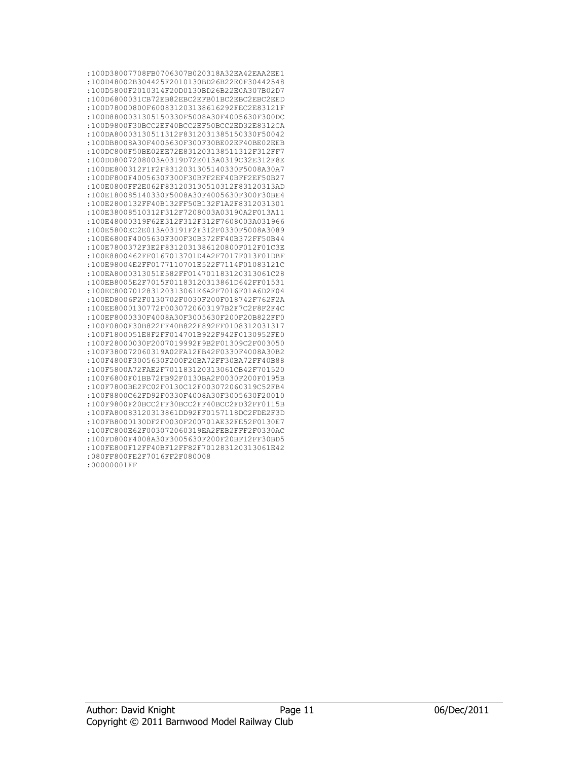```
:100D38007708FB0706307B020318A32EA42EAA2EE1
:100D48002B304425F2010130BD26B22E0F30442548
:100D5800F2010314F20D0130BD26B22E0A307B02D7
:100D6800031CB72EB82EBC2EFB01BC2EBC2EBC2EED
:100D78000800F600831203138616292FEC2E83121F
:100D8800031305150330F5008A30F4005630F300DC
:100D9800F30BCC2EF40BCC2EF50BCC2ED32E8312CA
:100DA8000313051131 2F8312031385150330F50042
:100DB8008A30F4005630F300F30BE02EF40BE02EEB
:100DC800F50BE02EE72E831203138511312F312FF7
:100DD8007208003A0319D72E013A0319C32E312F8E
:100DE800312F1F2F8312031305140330F5008A30A7
:100DF800F4005630F300F30BFF2EF40BFF2EF50B27
:100E0800FF2E062F831203130510312F83120313AD
:100E180085140330F5008A30F4005630F300F30BE4
:100E2800132FF40B132FF50B132F1A2F8312031301
:100E38008510312F312F7208003A03190A2F013A11
:100E48000319F62E312F312F312F7608003A031966
:100E5800EC2E013A03191F2F312F0330F5008A3089
:100E6800F4005630F300F30B372FF40B372FF50B44
:100E7800372F3E2F8312031386120800F012F01C3E
:100E8800462FF0167013701D4A2F7017F013F01DBF
:100E98004E2FF0177110701E522F7114F01083121C
:100EA8000313051E582FF014701183120313061C28
:100EB8005E2F7015F01183120313861D642FF01531
:100EC800701283120313061E6A2F7016F01A6D2F04
:100ED8006F2F0130702F0030F200F018742F762F2A
:100EE8000130772F0030720603197B2F7C2F8F2F4C
:100EF8000330F4008A30F3005630F200F20B822FF0
:100F0800F30B822FF40B822F892FF0108312031317
:100F18000051E8F2FF014701B922F942F0130952FE0
:100F28000030F2007019992F9B2F01309C2F003050
:100F380072060319A02FA12FB42F0330F4008A30B2
:100F4800F3005630F200F20BA72FF30BA72FF40B88
:100F5800A72FAE2F701183120313061CB42F701520
:100F6800F01BB72FB92F0130BA2F0030F200F0195B
:100F7800BE2FC02F0130C12F003072060319C52FB4
:100F8800C62FD92F0330F4008A30F3005630F20010
:100F9800F20BCC2FF30BCC2FF40BCC2FD32FF0115B
:100FA80083120313861DD92FF0157118DC2FDE2F3D
:100FB8000130DF2F0030F200701AE32FE52F0130E7
:100FC800E62F003072060319EA2FEB2FFF2F0330AC
:100FD800F4008A30F3005630F200F20BF12FF30BD5
:100FE800F12FF40BF12FF82F701283120313061E42
:080FF800FE2F7016FF2F080008
:00000001FF
```

Author: David Knight | 06/Dec/2011

Copyright © 2011 Barnwood Model Railway Club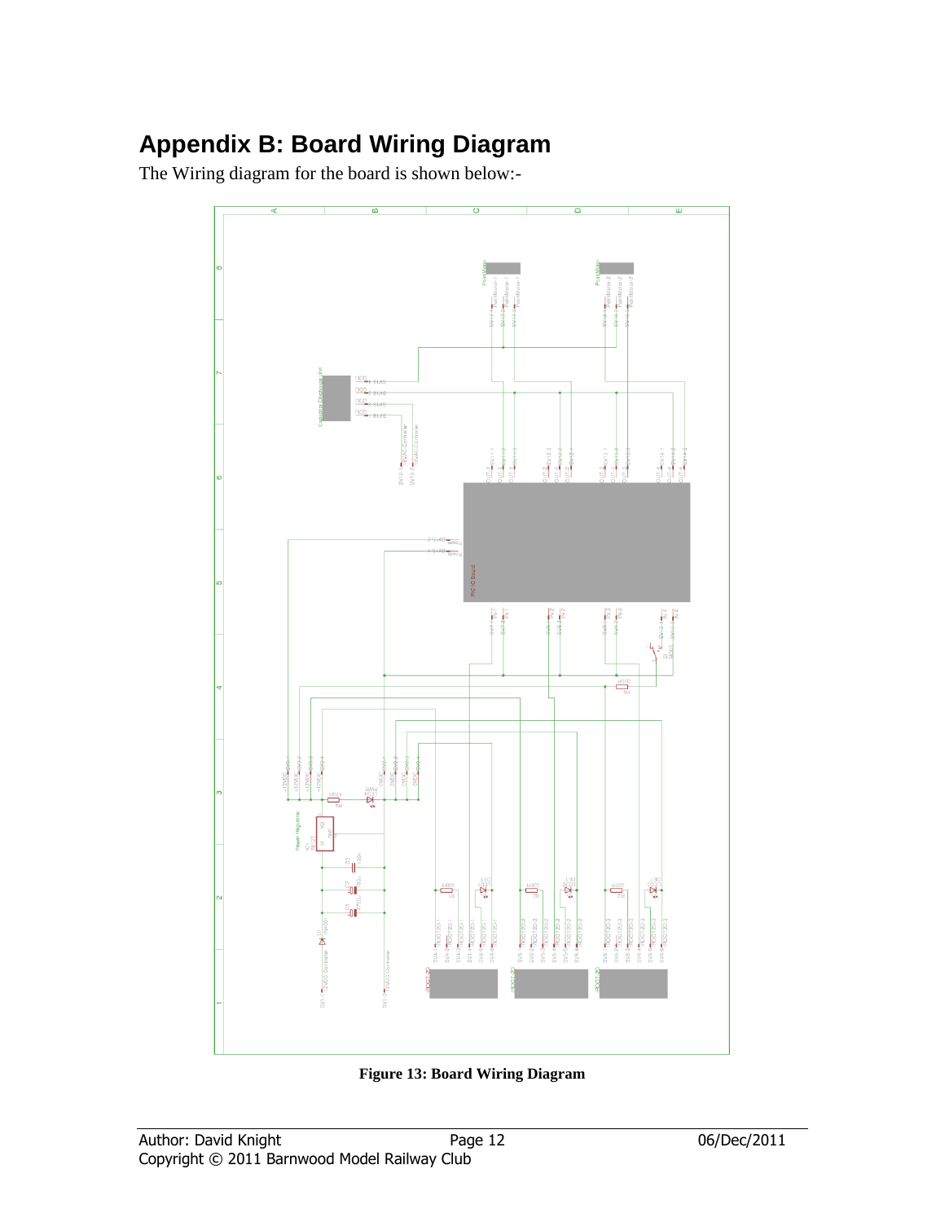# Appendix B: Board Wiring Diagram

The Wiring diagram for the board is shown below:-

**Figure 13: Board Wiring Diagram**